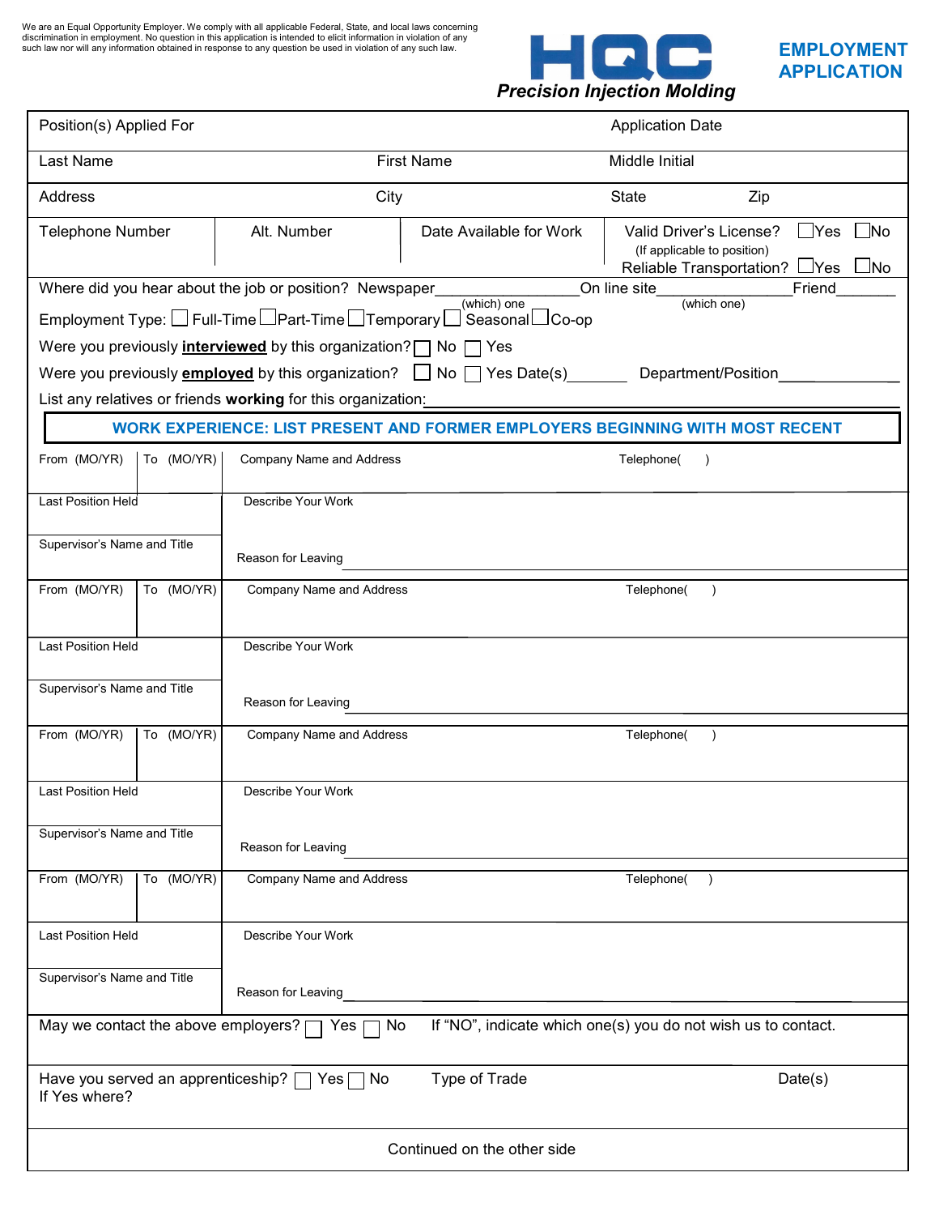We are an Equal Opportunity Employer. We comply with all applicable Federal, State, and local laws concerning discrimination in employment. No question in this application is intended to elicit information in violation of any such law nor will any information obtained in response to any question be used in violation of any such law.

# HQC

***Precision Injection Molding***

## EMPLOYMENT APPLICATION

| Position(s) Applied For | | Application Date | |
|---|---|---|---|
| Last Name | First Name | Middle Initial | |
| Address | City | State | Zip |
| Telephone Number | Alt. Number | Date Available for Work | Valid Driver's License? ☐ Yes ☐ No (If applicable to position) Reliable Transportation? ☐ Yes ☐ No |

Where did you hear about the job or position? Newspaper__________ (which) one On line site__________ (which one) Friend_______

Employment Type: ☐ Full-Time ☐ Part-Time ☐ Temporary ☐ Seasonal ☐ Co-op

Were you previously **interviewed** by this organization? ☐ No ☐ Yes

Were you previously **employed** by this organization? ☐ No ☐ Yes Date(s)_______ Department/Position______________

List any relatives or friends **working** for this organization:______________________________

## WORK EXPERIENCE: LIST PRESENT AND FORMER EMPLOYERS BEGINNING WITH MOST RECENT

| From (MO/YR) | To (MO/YR) | Company Name and Address | Telephone( ) |
|---|---|---|---|
| Last Position Held | | Describe Your Work | |
| Supervisor's Name and Title | | Reason for Leaving | |
| From (MO/YR) | To (MO/YR) | Company Name and Address | Telephone( ) |
| Last Position Held | | Describe Your Work | |
| Supervisor's Name and Title | | Reason for Leaving | |
| From (MO/YR) | To (MO/YR) | Company Name and Address | Telephone( ) |
| Last Position Held | | Describe Your Work | |
| Supervisor's Name and Title | | Reason for Leaving | |
| From (MO/YR) | To (MO/YR) | Company Name and Address | Telephone( ) |
| Last Position Held | | Describe Your Work | |
| Supervisor's Name and Title | | Reason for Leaving | |

May we contact the above employers? ☐ Yes ☐ No If "NO", indicate which one(s) you do not wish us to contact.

Have you served an apprenticeship? ☐ Yes ☐ No Type of Trade Date(s)

If Yes where?

Continued on the other side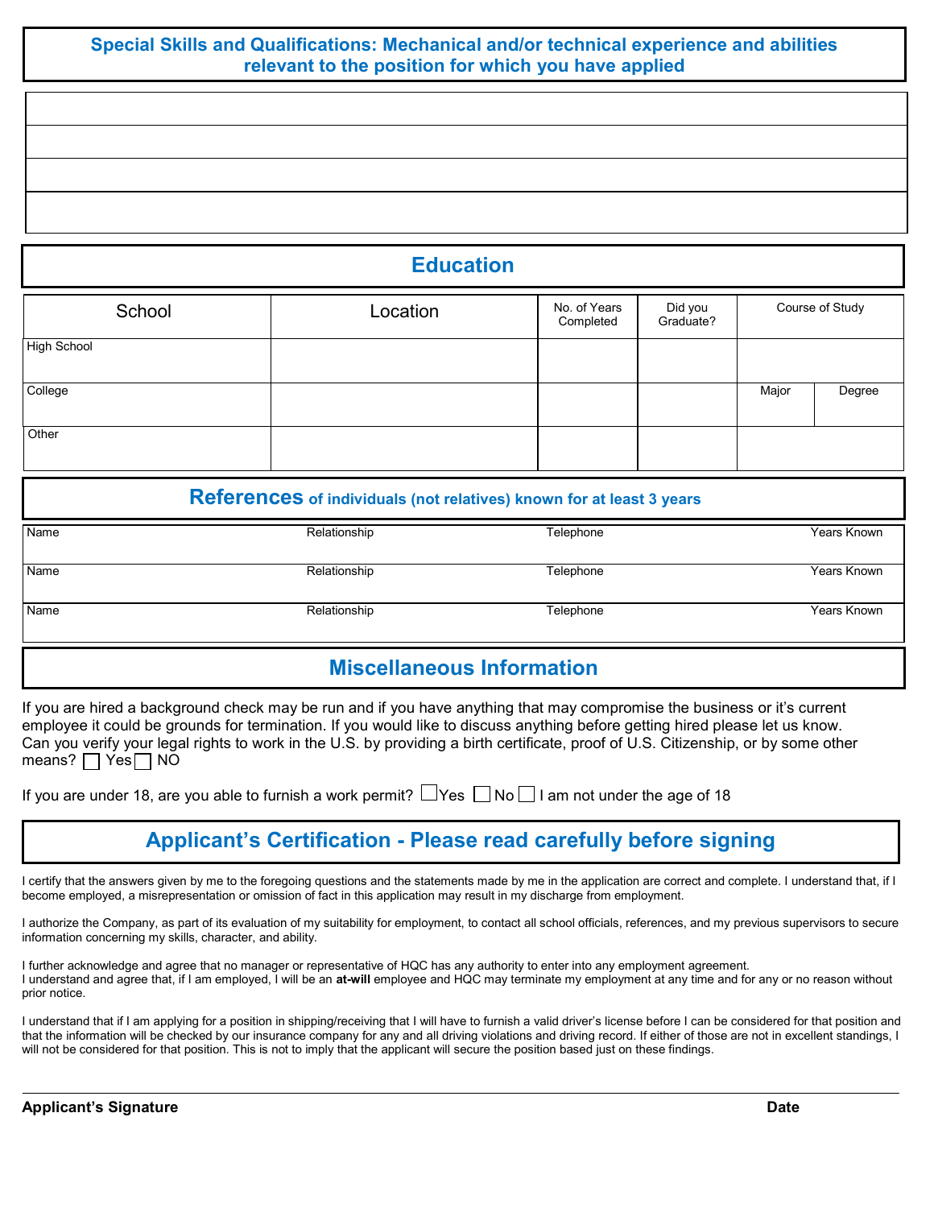## Special Skills and Qualifications: Mechanical and/or technical experience and abilities relevant to the position for which you have applied

| |
|---|
| |
| |
| |
| |

## Education

| School | Location | No. of Years Completed | Did you Graduate? | Course of Study | |
|---|---|---|---|---|---|
| High School | | | | | |
| College | | | | Major | Degree |
| Other | | | | | |

## References of individuals (not relatives) known for at least 3 years

| Name | Relationship | Telephone | Years Known |
|---|---|---|---|
| Name | Relationship | Telephone | Years Known |
| Name | Relationship | Telephone | Years Known |

## Miscellaneous Information

If you are hired a background check may be run and if you have anything that may compromise the business or it's current employee it could be grounds for termination. If you would like to discuss anything before getting hired please let us know. Can you verify your legal rights to work in the U.S. by providing a birth certificate, proof of U.S. Citizenship, or by some other means? ☐ Yes ☐ NO

If you are under 18, are you able to furnish a work permit? ☐ Yes ☐ No ☐ I am not under the age of 18

## Applicant's Certification - Please read carefully before signing

I certify that the answers given by me to the foregoing questions and the statements made by me in the application are correct and complete. I understand that, if I become employed, a misrepresentation or omission of fact in this application may result in my discharge from employment.

I authorize the Company, as part of its evaluation of my suitability for employment, to contact all school officials, references, and my previous supervisors to secure information concerning my skills, character, and ability.

I further acknowledge and agree that no manager or representative of HQC has any authority to enter into any employment agreement.
I understand and agree that, if I am employed, I will be an **at-will** employee and HQC may terminate my employment at any time and for any or no reason without prior notice.

I understand that if I am applying for a position in shipping/receiving that I will have to furnish a valid driver's license before I can be considered for that position and that the information will be checked by our insurance company for any and all driving violations and driving record. If either of those are not in excellent standings, I will not be considered for that position. This is not to imply that the applicant will secure the position based just on these findings.

**Applicant's Signature** **Date**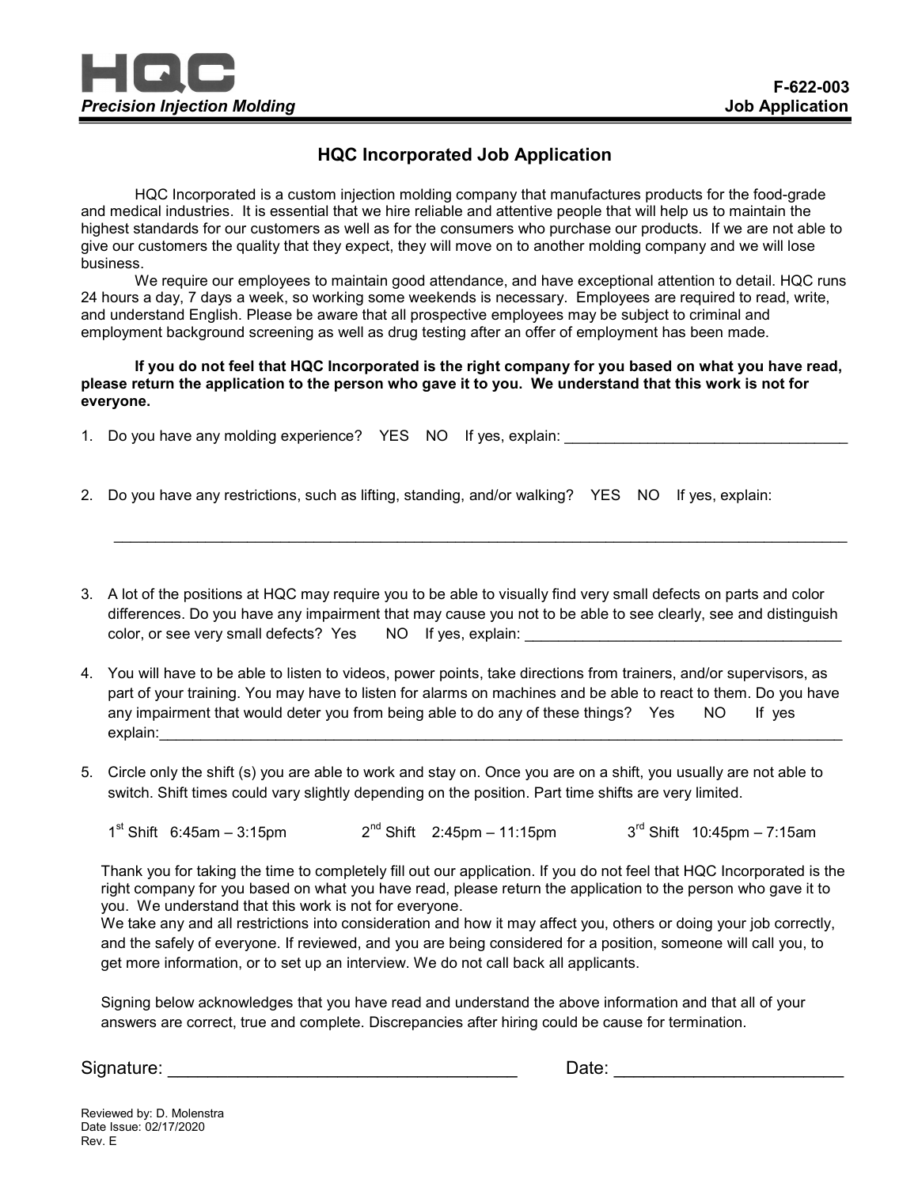HQC

*Precision Injection Molding*

**F-622-003**
**Job Application**

## HQC Incorporated Job Application

HQC Incorporated is a custom injection molding company that manufactures products for the food-grade and medical industries. It is essential that we hire reliable and attentive people that will help us to maintain the highest standards for our customers as well as for the consumers who purchase our products. If we are not able to give our customers the quality that they expect, they will move on to another molding company and we will lose business.

We require our employees to maintain good attendance, and have exceptional attention to detail. HQC runs 24 hours a day, 7 days a week, so working some weekends is necessary. Employees are required to read, write, and understand English. Please be aware that all prospective employees may be subject to criminal and employment background screening as well as drug testing after an offer of employment has been made.

**If you do not feel that HQC Incorporated is the right company for you based on what you have read, please return the application to the person who gave it to you. We understand that this work is not for everyone.**

1. Do you have any molding experience? YES NO If yes, explain: ___________________________________

2. Do you have any restrictions, such as lifting, standing, and/or walking? YES NO If yes, explain:

   ______________________________________________________________________________

3. A lot of the positions at HQC may require you to be able to visually find very small defects on parts and color differences. Do you have any impairment that may cause you not to be able to see clearly, see and distinguish color, or see very small defects? Yes NO If yes, explain: ______________________________________

4. You will have to be able to listen to videos, power points, take directions from trainers, and/or supervisors, as part of your training. You may have to listen for alarms on machines and be able to react to them. Do you have any impairment that would deter you from being able to do any of these things? Yes NO If yes explain:_______________________________________________________________________________

5. Circle only the shift (s) you are able to work and stay on. Once you are on a shift, you usually are not able to switch. Shift times could vary slightly depending on the position. Part time shifts are very limited.

   1st Shift 6:45am – 3:15pm 2nd Shift 2:45pm – 11:15pm 3rd Shift 10:45pm – 7:15am

Thank you for taking the time to completely fill out our application. If you do not feel that HQC Incorporated is the right company for you based on what you have read, please return the application to the person who gave it to you. We understand that this work is not for everyone.

We take any and all restrictions into consideration and how it may affect you, others or doing your job correctly, and the safely of everyone. If reviewed, and you are being considered for a position, someone will call you, to get more information, or to set up an interview. We do not call back all applicants.

Signing below acknowledges that you have read and understand the above information and that all of your answers are correct, true and complete. Discrepancies after hiring could be cause for termination.

Signature: ___________________________________ Date: _______________________

Reviewed by: D. Molenstra
Date Issue: 02/17/2020
Rev. E